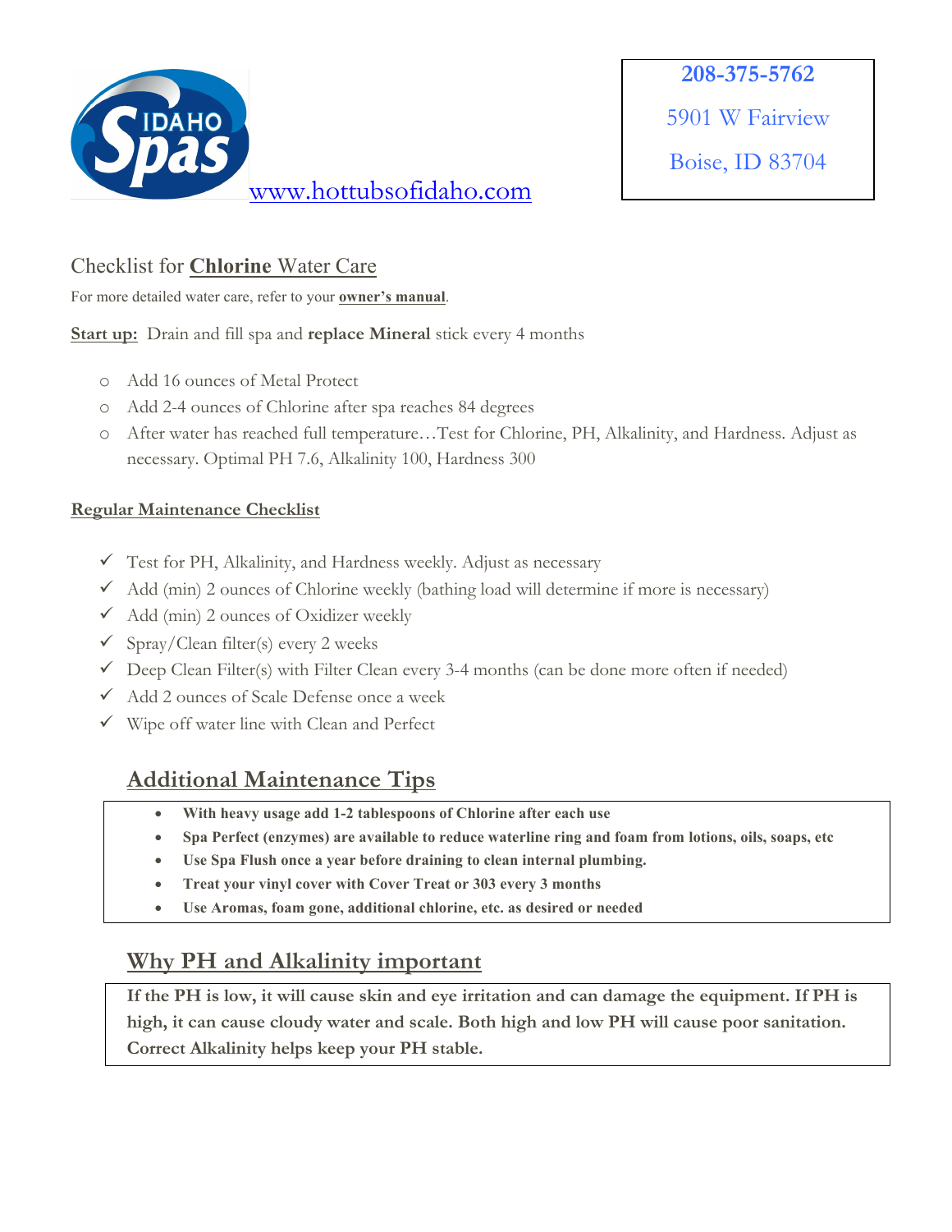www.hottubsofidaho.com

**208-375-5762**

5901 W Fairview

Boise, ID 83704

## Checklist for **Chlorine** Water Care

For more detailed water care, refer to your **owner's manual**.

**Start up:** Drain and fill spa and **replace Mineral** stick every 4 months

- Add 16 ounces of Metal Protect
- Add 2-4 ounces of Chlorine after spa reaches 84 degrees
- After water has reached full temperature…Test for Chlorine, PH, Alkalinity, and Hardness. Adjust as necessary. Optimal PH 7.6, Alkalinity 100, Hardness 300

### Regular Maintenance Checklist

- ✓ Test for PH, Alkalinity, and Hardness weekly. Adjust as necessary
- ✓ Add (min) 2 ounces of Chlorine weekly (bathing load will determine if more is necessary)
- ✓ Add (min) 2 ounces of Oxidizer weekly
- ✓ Spray/Clean filter(s) every 2 weeks
- ✓ Deep Clean Filter(s) with Filter Clean every 3-4 months (can be done more often if needed)
- ✓ Add 2 ounces of Scale Defense once a week
- ✓ Wipe off water line with Clean and Perfect

## Additional Maintenance Tips

- **With heavy usage add 1-2 tablespoons of Chlorine after each use**
- **Spa Perfect (enzymes) are available to reduce waterline ring and foam from lotions, oils, soaps, etc**
- **Use Spa Flush once a year before draining to clean internal plumbing.**
- **Treat your vinyl cover with Cover Treat or 303 every 3 months**
- **Use Aromas, foam gone, additional chlorine, etc. as desired or needed**

## Why PH and Alkalinity important

**If the PH is low, it will cause skin and eye irritation and can damage the equipment. If PH is high, it can cause cloudy water and scale. Both high and low PH will cause poor sanitation. Correct Alkalinity helps keep your PH stable.**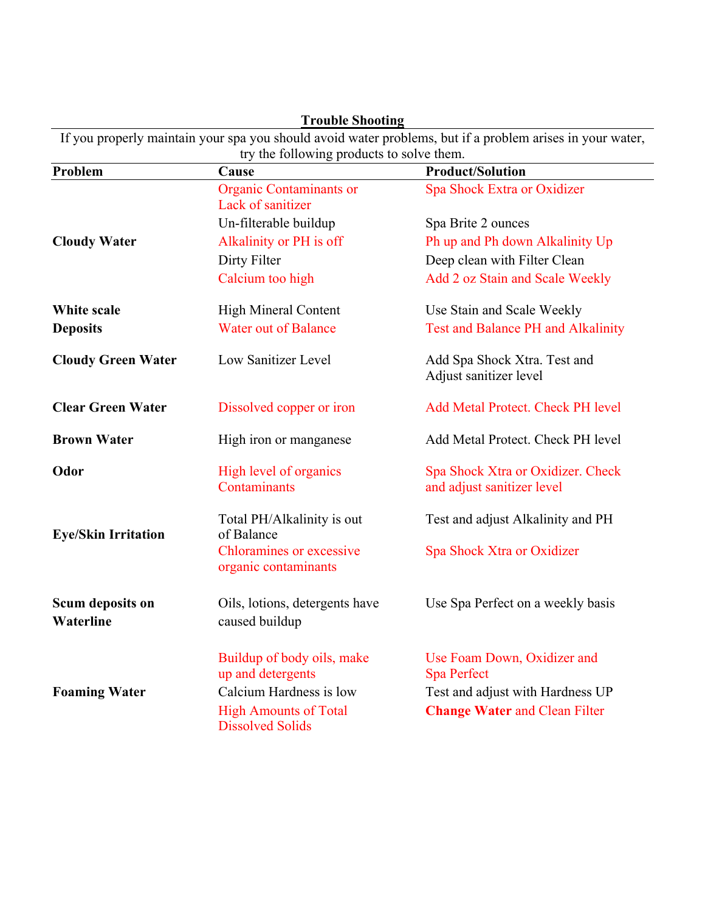**Trouble Shooting**

If you properly maintain your spa you should avoid water problems, but if a problem arises in your water, try the following products to solve them.

| Problem | Cause | Product/Solution |
|---|---|---|
| Cloudy Water | Organic Contaminants or Lack of sanitizer | Spa Shock Extra or Oxidizer |
| | Un-filterable buildup | Spa Brite 2 ounces |
| | Alkalinity or PH is off | Ph up and Ph down Alkalinity Up |
| | Dirty Filter | Deep clean with Filter Clean |
| | Calcium too high | Add 2 oz Stain and Scale Weekly |
| White scale Deposits | High Mineral Content | Use Stain and Scale Weekly |
| | Water out of Balance | Test and Balance PH and Alkalinity |
| Cloudy Green Water | Low Sanitizer Level | Add Spa Shock Xtra. Test and Adjust sanitizer level |
| Clear Green Water | Dissolved copper or iron | Add Metal Protect. Check PH level |
| Brown Water | High iron or manganese | Add Metal Protect. Check PH level |
| Odor | High level of organics Contaminants | Spa Shock Xtra or Oxidizer. Check and adjust sanitizer level |
| Eye/Skin Irritation | Total PH/Alkalinity is out of Balance | Test and adjust Alkalinity and PH |
| | Chloramines or excessive organic contaminants | Spa Shock Xtra or Oxidizer |
| Scum deposits on Waterline | Oils, lotions, detergents have caused buildup | Use Spa Perfect on a weekly basis |
| Foaming Water | Buildup of body oils, make up and detergents | Use Foam Down, Oxidizer and Spa Perfect |
| | Calcium Hardness is low | Test and adjust with Hardness UP |
| | High Amounts of Total Dissolved Solids | **Change Water** and Clean Filter |